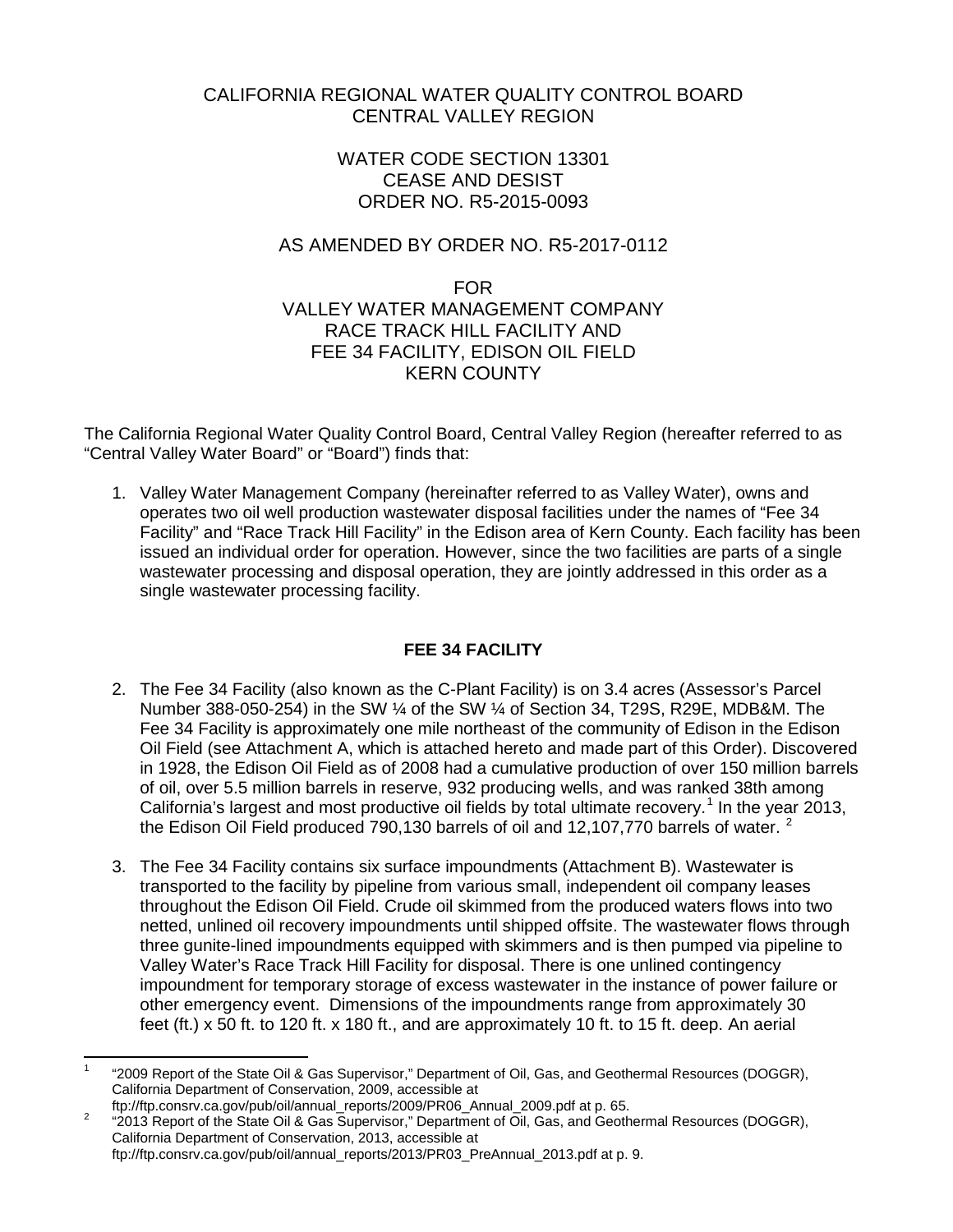# CALIFORNIA REGIONAL WATER QUALITY CONTROL BOARD
# CENTRAL VALLEY REGION

## WATER CODE SECTION 13301
## CEASE AND DESIST
## ORDER NO. R5-2015-0093

## AS AMENDED BY ORDER NO. R5-2017-0112

## FOR
## VALLEY WATER MANAGEMENT COMPANY
## RACE TRACK HILL FACILITY AND
## FEE 34 FACILITY, EDISON OIL FIELD
## KERN COUNTY

The California Regional Water Quality Control Board, Central Valley Region (hereafter referred to as "Central Valley Water Board" or "Board") finds that:

1. Valley Water Management Company (hereinafter referred to as Valley Water), owns and operates two oil well production wastewater disposal facilities under the names of "Fee 34 Facility" and "Race Track Hill Facility" in the Edison area of Kern County. Each facility has been issued an individual order for operation. However, since the two facilities are parts of a single wastewater processing and disposal operation, they are jointly addressed in this order as a single wastewater processing facility.

### FEE 34 FACILITY

2. The Fee 34 Facility (also known as the C-Plant Facility) is on 3.4 acres (Assessor's Parcel Number 388-050-254) in the SW ¼ of the SW ¼ of Section 34, T29S, R29E, MDB&M. The Fee 34 Facility is approximately one mile northeast of the community of Edison in the Edison Oil Field (see Attachment A, which is attached hereto and made part of this Order). Discovered in 1928, the Edison Oil Field as of 2008 had a cumulative production of over 150 million barrels of oil, over 5.5 million barrels in reserve, 932 producing wells, and was ranked 38th among California's largest and most productive oil fields by total ultimate recovery.[1] In the year 2013, the Edison Oil Field produced 790,130 barrels of oil and 12,107,770 barrels of water.[2]

3. The Fee 34 Facility contains six surface impoundments (Attachment B). Wastewater is transported to the facility by pipeline from various small, independent oil company leases throughout the Edison Oil Field. Crude oil skimmed from the produced waters flows into two netted, unlined oil recovery impoundments until shipped offsite. The wastewater flows through three gunite-lined impoundments equipped with skimmers and is then pumped via pipeline to Valley Water's Race Track Hill Facility for disposal. There is one unlined contingency impoundment for temporary storage of excess wastewater in the instance of power failure or other emergency event. Dimensions of the impoundments range from approximately 30 feet (ft.) x 50 ft. to 120 ft. x 180 ft., and are approximately 10 ft. to 15 ft. deep. An aerial

---

[1] "2009 Report of the State Oil & Gas Supervisor," Department of Oil, Gas, and Geothermal Resources (DOGGR), California Department of Conservation, 2009, accessible at ftp://ftp.consrv.ca.gov/pub/oil/annual_reports/2009/PR06_Annual_2009.pdf at p. 65.

[2] "2013 Report of the State Oil & Gas Supervisor," Department of Oil, Gas, and Geothermal Resources (DOGGR), California Department of Conservation, 2013, accessible at ftp://ftp.consrv.ca.gov/pub/oil/annual_reports/2013/PR03_PreAnnual_2013.pdf at p. 9.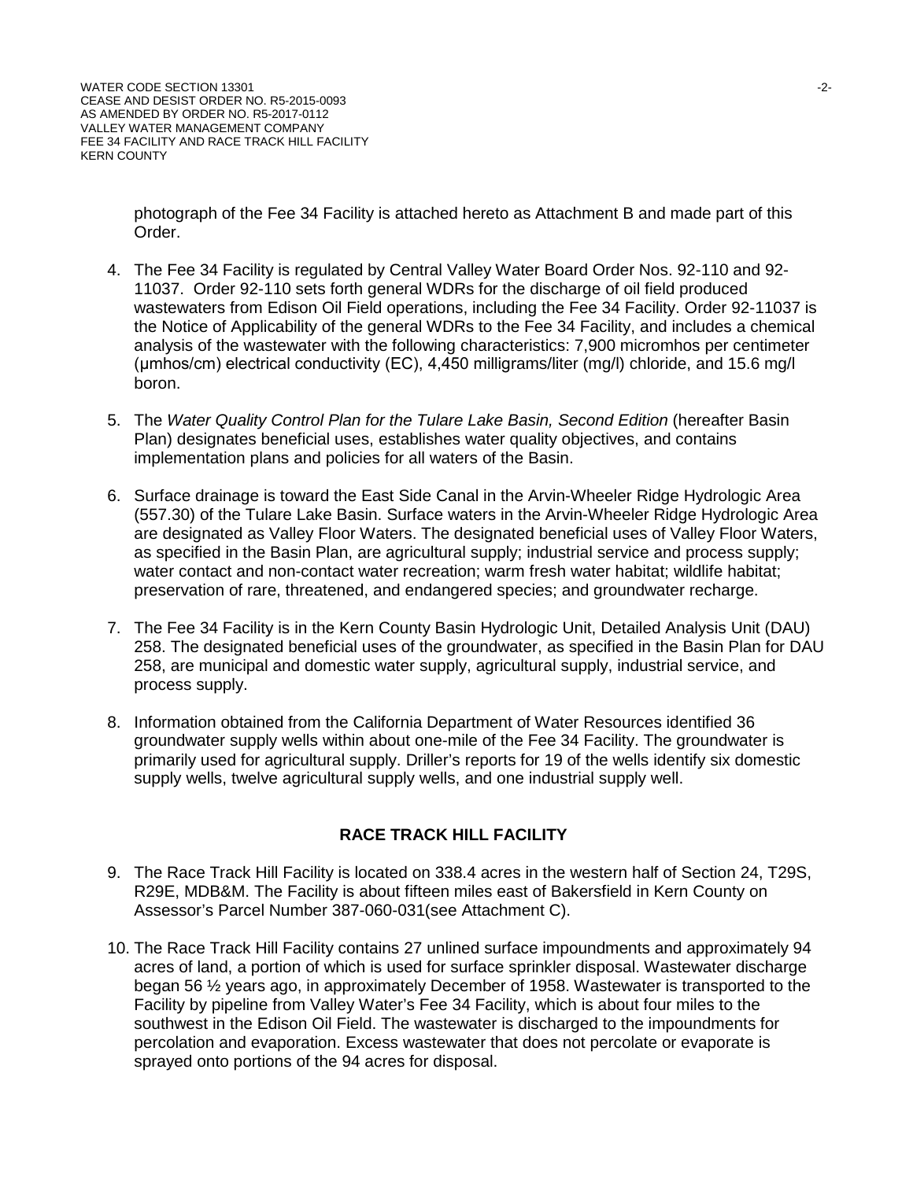photograph of the Fee 34 Facility is attached hereto as Attachment B and made part of this Order.

4. The Fee 34 Facility is regulated by Central Valley Water Board Order Nos. 92-110 and 92-11037. Order 92-110 sets forth general WDRs for the discharge of oil field produced wastewaters from Edison Oil Field operations, including the Fee 34 Facility. Order 92-11037 is the Notice of Applicability of the general WDRs to the Fee 34 Facility, and includes a chemical analysis of the wastewater with the following characteristics: 7,900 micromhos per centimeter (μmhos/cm) electrical conductivity (EC), 4,450 milligrams/liter (mg/l) chloride, and 15.6 mg/l boron.

5. The *Water Quality Control Plan for the Tulare Lake Basin, Second Edition* (hereafter Basin Plan) designates beneficial uses, establishes water quality objectives, and contains implementation plans and policies for all waters of the Basin.

6. Surface drainage is toward the East Side Canal in the Arvin-Wheeler Ridge Hydrologic Area (557.30) of the Tulare Lake Basin. Surface waters in the Arvin-Wheeler Ridge Hydrologic Area are designated as Valley Floor Waters. The designated beneficial uses of Valley Floor Waters, as specified in the Basin Plan, are agricultural supply; industrial service and process supply; water contact and non-contact water recreation; warm fresh water habitat; wildlife habitat; preservation of rare, threatened, and endangered species; and groundwater recharge.

7. The Fee 34 Facility is in the Kern County Basin Hydrologic Unit, Detailed Analysis Unit (DAU) 258. The designated beneficial uses of the groundwater, as specified in the Basin Plan for DAU 258, are municipal and domestic water supply, agricultural supply, industrial service, and process supply.

8. Information obtained from the California Department of Water Resources identified 36 groundwater supply wells within about one-mile of the Fee 34 Facility. The groundwater is primarily used for agricultural supply. Driller's reports for 19 of the wells identify six domestic supply wells, twelve agricultural supply wells, and one industrial supply well.

## RACE TRACK HILL FACILITY

9. The Race Track Hill Facility is located on 338.4 acres in the western half of Section 24, T29S, R29E, MDB&M. The Facility is about fifteen miles east of Bakersfield in Kern County on Assessor's Parcel Number 387-060-031(see Attachment C).

10. The Race Track Hill Facility contains 27 unlined surface impoundments and approximately 94 acres of land, a portion of which is used for surface sprinkler disposal. Wastewater discharge began 56 ½ years ago, in approximately December of 1958. Wastewater is transported to the Facility by pipeline from Valley Water's Fee 34 Facility, which is about four miles to the southwest in the Edison Oil Field. The wastewater is discharged to the impoundments for percolation and evaporation. Excess wastewater that does not percolate or evaporate is sprayed onto portions of the 94 acres for disposal.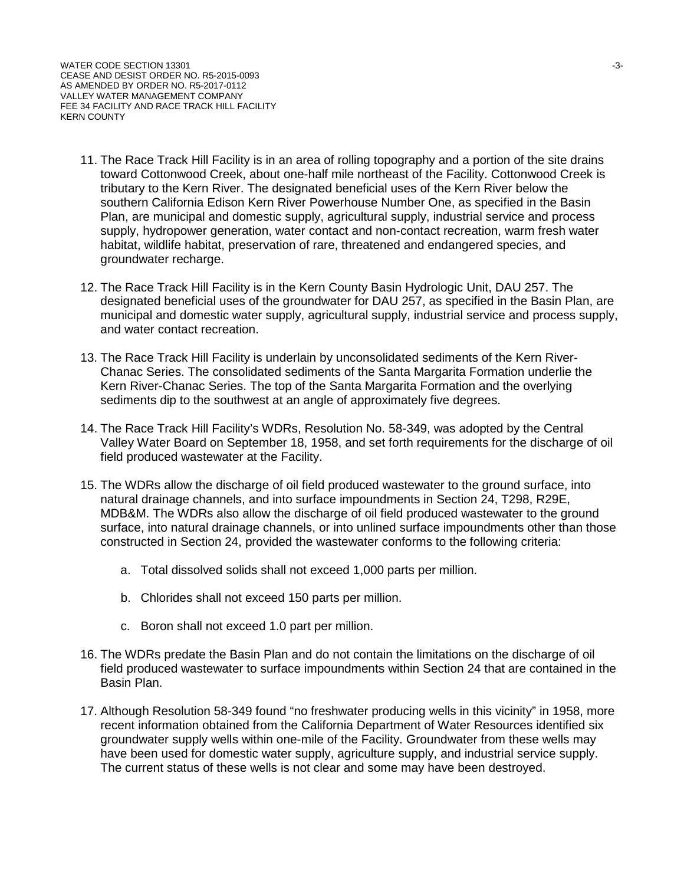11. The Race Track Hill Facility is in an area of rolling topography and a portion of the site drains toward Cottonwood Creek, about one-half mile northeast of the Facility. Cottonwood Creek is tributary to the Kern River. The designated beneficial uses of the Kern River below the southern California Edison Kern River Powerhouse Number One, as specified in the Basin Plan, are municipal and domestic supply, agricultural supply, industrial service and process supply, hydropower generation, water contact and non-contact recreation, warm fresh water habitat, wildlife habitat, preservation of rare, threatened and endangered species, and groundwater recharge.

12. The Race Track Hill Facility is in the Kern County Basin Hydrologic Unit, DAU 257. The designated beneficial uses of the groundwater for DAU 257, as specified in the Basin Plan, are municipal and domestic water supply, agricultural supply, industrial service and process supply, and water contact recreation.

13. The Race Track Hill Facility is underlain by unconsolidated sediments of the Kern River-Chanac Series. The consolidated sediments of the Santa Margarita Formation underlie the Kern River-Chanac Series. The top of the Santa Margarita Formation and the overlying sediments dip to the southwest at an angle of approximately five degrees.

14. The Race Track Hill Facility's WDRs, Resolution No. 58-349, was adopted by the Central Valley Water Board on September 18, 1958, and set forth requirements for the discharge of oil field produced wastewater at the Facility.

15. The WDRs allow the discharge of oil field produced wastewater to the ground surface, into natural drainage channels, and into surface impoundments in Section 24, T29S, R29E, MDB&M. The WDRs also allow the discharge of oil field produced wastewater to the ground surface, into natural drainage channels, or into unlined surface impoundments other than those constructed in Section 24, provided the wastewater conforms to the following criteria:

    a. Total dissolved solids shall not exceed 1,000 parts per million.

    b. Chlorides shall not exceed 150 parts per million.

    c. Boron shall not exceed 1.0 part per million.

16. The WDRs predate the Basin Plan and do not contain the limitations on the discharge of oil field produced wastewater to surface impoundments within Section 24 that are contained in the Basin Plan.

17. Although Resolution 58-349 found "no freshwater producing wells in this vicinity" in 1958, more recent information obtained from the California Department of Water Resources identified six groundwater supply wells within one-mile of the Facility. Groundwater from these wells may have been used for domestic water supply, agriculture supply, and industrial service supply. The current status of these wells is not clear and some may have been destroyed.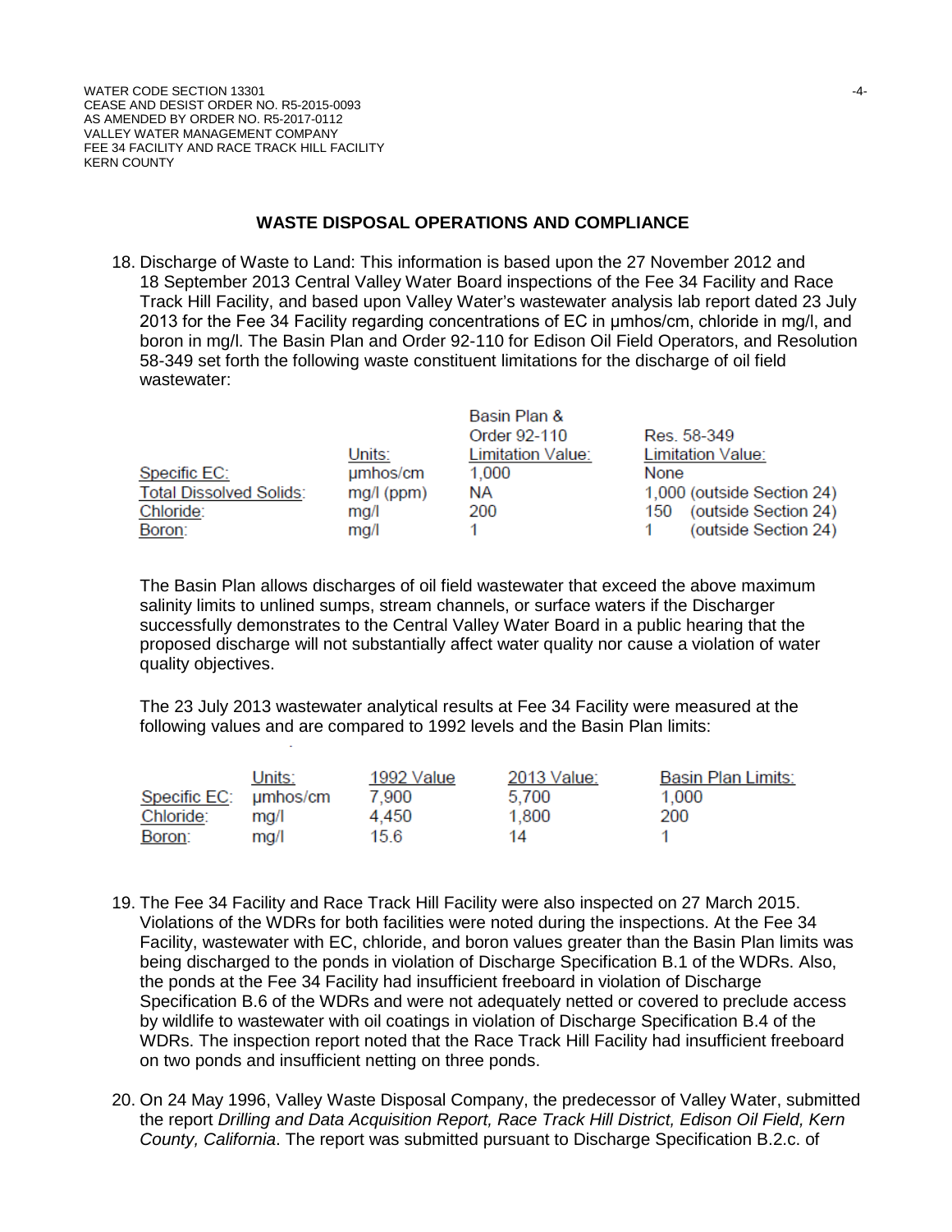## WASTE DISPOSAL OPERATIONS AND COMPLIANCE

18. Discharge of Waste to Land: This information is based upon the 27 November 2012 and 18 September 2013 Central Valley Water Board inspections of the Fee 34 Facility and Race Track Hill Facility, and based upon Valley Water's wastewater analysis lab report dated 23 July 2013 for the Fee 34 Facility regarding concentrations of EC in µmhos/cm, chloride in mg/l, and boron in mg/l. The Basin Plan and Order 92-110 for Edison Oil Field Operators, and Resolution 58-349 set forth the following waste constituent limitations for the discharge of oil field wastewater:

| | Units: | Basin Plan & Order 92-110 Limitation Value: | Res. 58-349 Limitation Value: |
|---|---|---|---|
| Specific EC: | µmhos/cm | 1,000 | None |
| Total Dissolved Solids: | mg/l (ppm) | NA | 1,000 (outside Section 24) |
| Chloride: | mg/l | 200 | 150 (outside Section 24) |
| Boron: | mg/l | 1 | 1 (outside Section 24) |

The Basin Plan allows discharges of oil field wastewater that exceed the above maximum salinity limits to unlined sumps, stream channels, or surface waters if the Discharger successfully demonstrates to the Central Valley Water Board in a public hearing that the proposed discharge will not substantially affect water quality nor cause a violation of water quality objectives.

The 23 July 2013 wastewater analytical results at Fee 34 Facility were measured at the following values and are compared to 1992 levels and the Basin Plan limits:

| | Units: | 1992 Value | 2013 Value: | Basin Plan Limits: |
|---|---|---|---|---|
| Specific EC: | µmhos/cm | 7,900 | 5,700 | 1,000 |
| Chloride: | mg/l | 4,450 | 1,800 | 200 |
| Boron: | mg/l | 15.6 | 14 | 1 |

19. The Fee 34 Facility and Race Track Hill Facility were also inspected on 27 March 2015. Violations of the WDRs for both facilities were noted during the inspections. At the Fee 34 Facility, wastewater with EC, chloride, and boron values greater than the Basin Plan limits was being discharged to the ponds in violation of Discharge Specification B.1 of the WDRs. Also, the ponds at the Fee 34 Facility had insufficient freeboard in violation of Discharge Specification B.6 of the WDRs and were not adequately netted or covered to preclude access by wildlife to wastewater with oil coatings in violation of Discharge Specification B.4 of the WDRs. The inspection report noted that the Race Track Hill Facility had insufficient freeboard on two ponds and insufficient netting on three ponds.

20. On 24 May 1996, Valley Waste Disposal Company, the predecessor of Valley Water, submitted the report *Drilling and Data Acquisition Report, Race Track Hill District, Edison Oil Field, Kern County, California*. The report was submitted pursuant to Discharge Specification B.2.c. of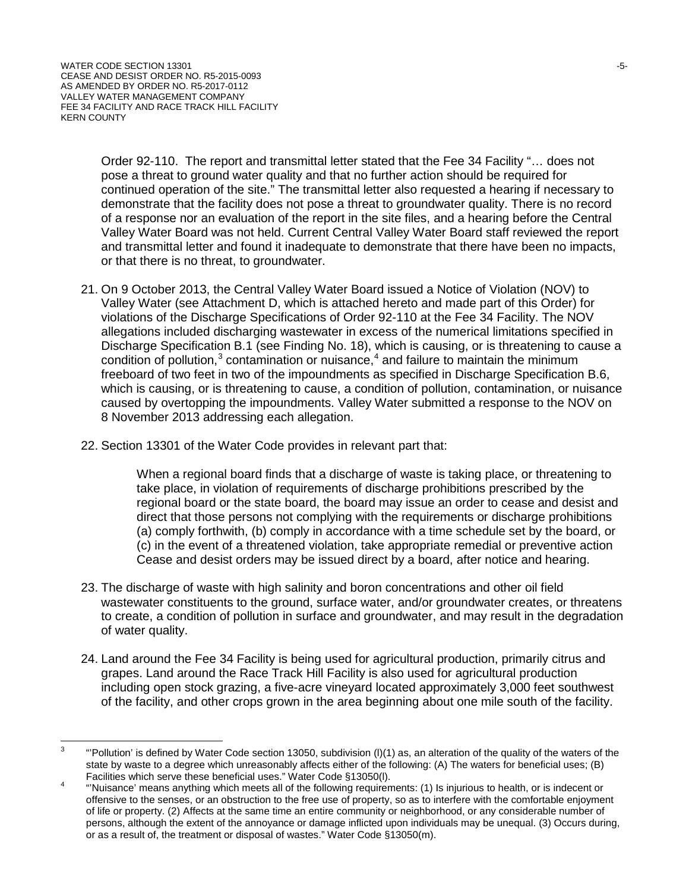Order 92-110. The report and transmittal letter stated that the Fee 34 Facility "… does not pose a threat to ground water quality and that no further action should be required for continued operation of the site." The transmittal letter also requested a hearing if necessary to demonstrate that the facility does not pose a threat to groundwater quality. There is no record of a response nor an evaluation of the report in the site files, and a hearing before the Central Valley Water Board was not held. Current Central Valley Water Board staff reviewed the report and transmittal letter and found it inadequate to demonstrate that there have been no impacts, or that there is no threat, to groundwater.

21. On 9 October 2013, the Central Valley Water Board issued a Notice of Violation (NOV) to Valley Water (see Attachment D, which is attached hereto and made part of this Order) for violations of the Discharge Specifications of Order 92-110 at the Fee 34 Facility. The NOV allegations included discharging wastewater in excess of the numerical limitations specified in Discharge Specification B.1 (see Finding No. 18), which is causing, or is threatening to cause a condition of pollution,[3] contamination or nuisance,[4] and failure to maintain the minimum freeboard of two feet in two of the impoundments as specified in Discharge Specification B.6, which is causing, or is threatening to cause, a condition of pollution, contamination, or nuisance caused by overtopping the impoundments. Valley Water submitted a response to the NOV on 8 November 2013 addressing each allegation.

22. Section 13301 of the Water Code provides in relevant part that:

> When a regional board finds that a discharge of waste is taking place, or threatening to take place, in violation of requirements of discharge prohibitions prescribed by the regional board or the state board, the board may issue an order to cease and desist and direct that those persons not complying with the requirements or discharge prohibitions (a) comply forthwith, (b) comply in accordance with a time schedule set by the board, or (c) in the event of a threatened violation, take appropriate remedial or preventive action Cease and desist orders may be issued direct by a board, after notice and hearing.

23. The discharge of waste with high salinity and boron concentrations and other oil field wastewater constituents to the ground, surface water, and/or groundwater creates, or threatens to create, a condition of pollution in surface and groundwater, and may result in the degradation of water quality.

24. Land around the Fee 34 Facility is being used for agricultural production, primarily citrus and grapes. Land around the Race Track Hill Facility is also used for agricultural production including open stock grazing, a five-acre vineyard located approximately 3,000 feet southwest of the facility, and other crops grown in the area beginning about one mile south of the facility.

---

[3] "'Pollution' is defined by Water Code section 13050, subdivision (l)(1) as, an alteration of the quality of the waters of the state by waste to a degree which unreasonably affects either of the following: (A) The waters for beneficial uses; (B) Facilities which serve these beneficial uses." Water Code §13050(l).

[4] "'Nuisance' means anything which meets all of the following requirements: (1) Is injurious to health, or is indecent or offensive to the senses, or an obstruction to the free use of property, so as to interfere with the comfortable enjoyment of life or property. (2) Affects at the same time an entire community or neighborhood, or any considerable number of persons, although the extent of the annoyance or damage inflicted upon individuals may be unequal. (3) Occurs during, or as a result of, the treatment or disposal of wastes." Water Code §13050(m).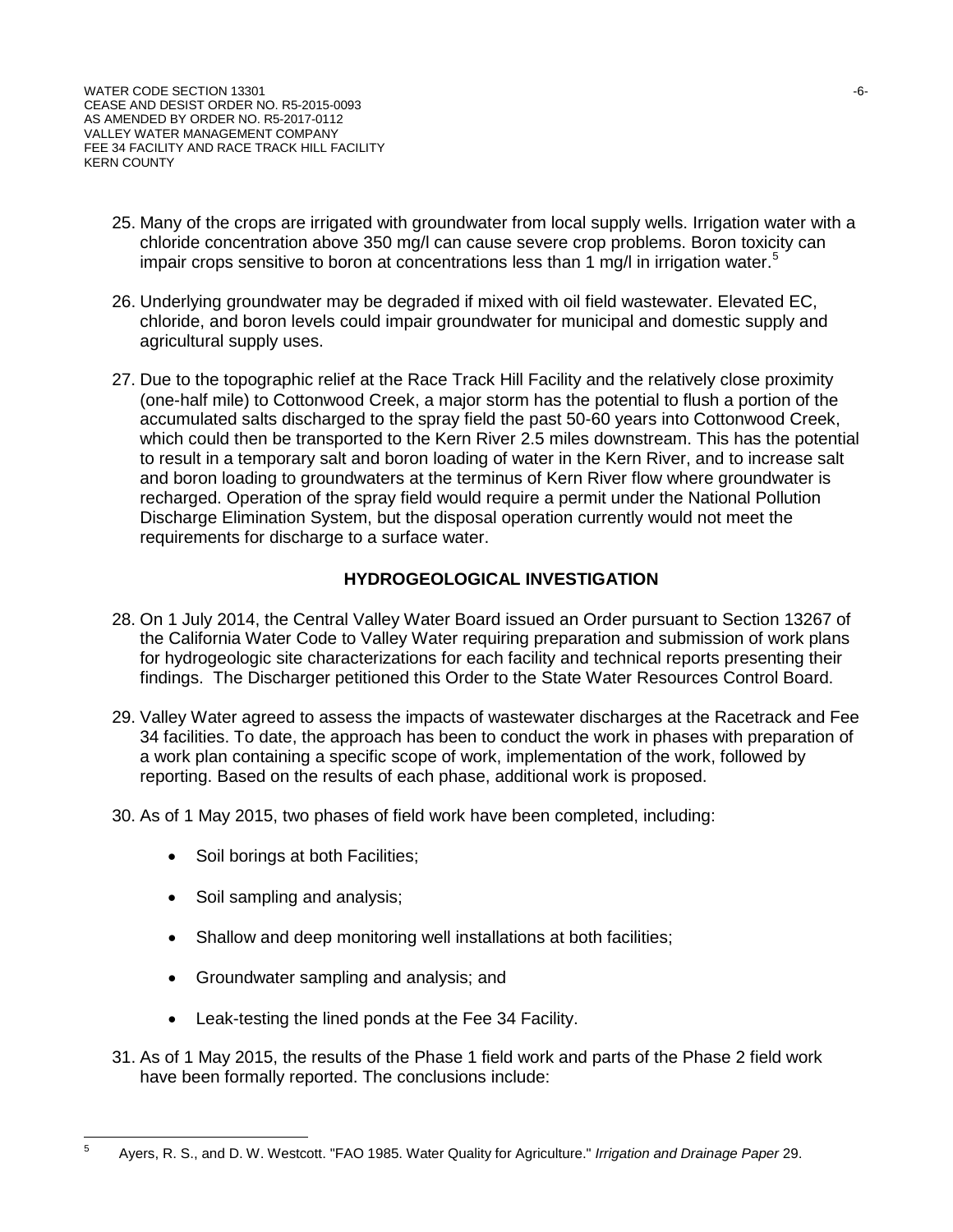25. Many of the crops are irrigated with groundwater from local supply wells. Irrigation water with a chloride concentration above 350 mg/l can cause severe crop problems. Boron toxicity can impair crops sensitive to boron at concentrations less than 1 mg/l in irrigation water.[5]

26. Underlying groundwater may be degraded if mixed with oil field wastewater. Elevated EC, chloride, and boron levels could impair groundwater for municipal and domestic supply and agricultural supply uses.

27. Due to the topographic relief at the Race Track Hill Facility and the relatively close proximity (one-half mile) to Cottonwood Creek, a major storm has the potential to flush a portion of the accumulated salts discharged to the spray field the past 50-60 years into Cottonwood Creek, which could then be transported to the Kern River 2.5 miles downstream. This has the potential to result in a temporary salt and boron loading of water in the Kern River, and to increase salt and boron loading to groundwaters at the terminus of Kern River flow where groundwater is recharged. Operation of the spray field would require a permit under the National Pollution Discharge Elimination System, but the disposal operation currently would not meet the requirements for discharge to a surface water.

## HYDROGEOLOGICAL INVESTIGATION

28. On 1 July 2014, the Central Valley Water Board issued an Order pursuant to Section 13267 of the California Water Code to Valley Water requiring preparation and submission of work plans for hydrogeologic site characterizations for each facility and technical reports presenting their findings. The Discharger petitioned this Order to the State Water Resources Control Board.

29. Valley Water agreed to assess the impacts of wastewater discharges at the Racetrack and Fee 34 facilities. To date, the approach has been to conduct the work in phases with preparation of a work plan containing a specific scope of work, implementation of the work, followed by reporting. Based on the results of each phase, additional work is proposed.

30. As of 1 May 2015, two phases of field work have been completed, including:

    - Soil borings at both Facilities;
    - Soil sampling and analysis;
    - Shallow and deep monitoring well installations at both facilities;
    - Groundwater sampling and analysis; and
    - Leak-testing the lined ponds at the Fee 34 Facility.

31. As of 1 May 2015, the results of the Phase 1 field work and parts of the Phase 2 field work have been formally reported. The conclusions include:

---

[5] Ayers, R. S., and D. W. Westcott. "FAO 1985. Water Quality for Agriculture." *Irrigation and Drainage Paper* 29.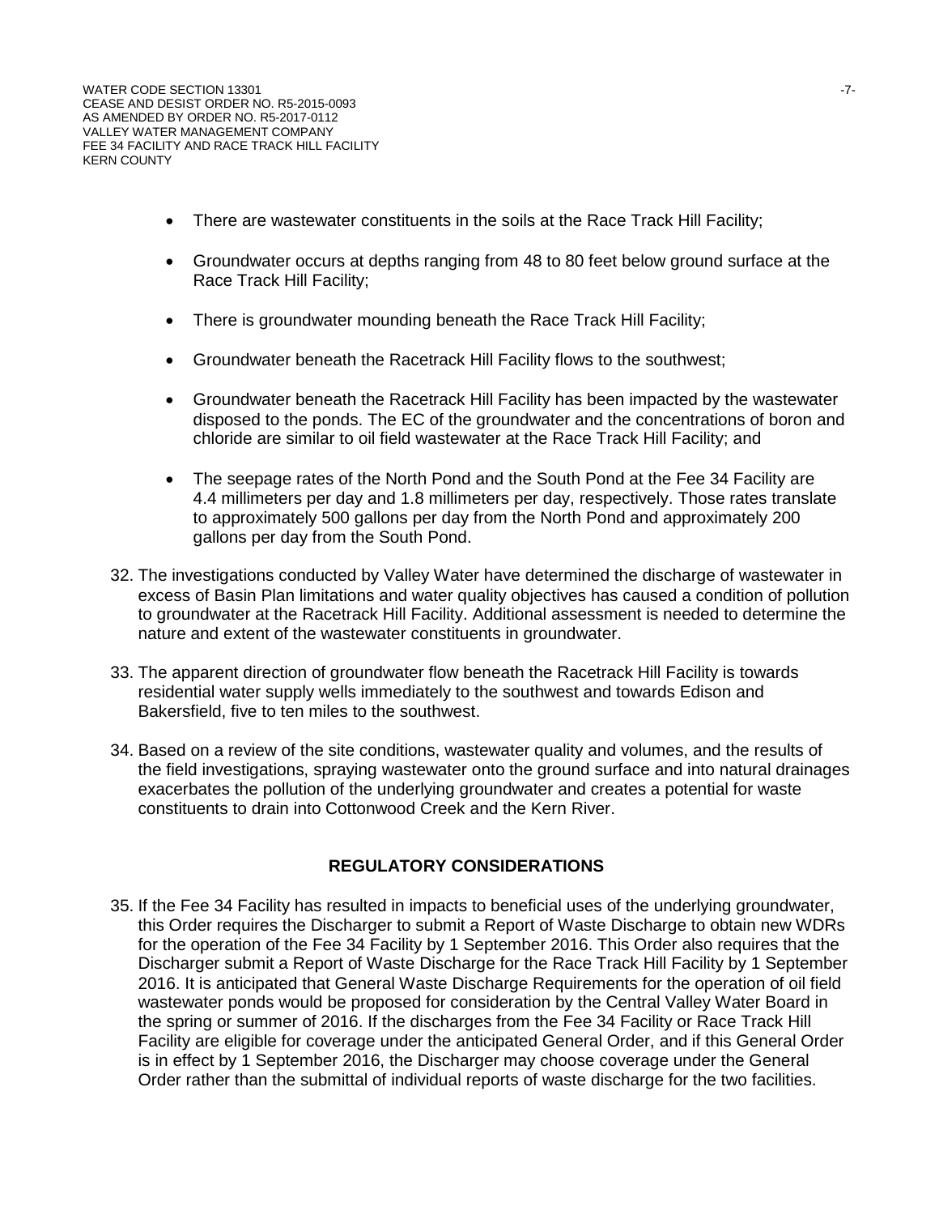- There are wastewater constituents in the soils at the Race Track Hill Facility;
- Groundwater occurs at depths ranging from 48 to 80 feet below ground surface at the Race Track Hill Facility;
- There is groundwater mounding beneath the Race Track Hill Facility;
- Groundwater beneath the Racetrack Hill Facility flows to the southwest;
- Groundwater beneath the Racetrack Hill Facility has been impacted by the wastewater disposed to the ponds. The EC of the groundwater and the concentrations of boron and chloride are similar to oil field wastewater at the Race Track Hill Facility; and
- The seepage rates of the North Pond and the South Pond at the Fee 34 Facility are 4.4 millimeters per day and 1.8 millimeters per day, respectively. Those rates translate to approximately 500 gallons per day from the North Pond and approximately 200 gallons per day from the South Pond.

32. The investigations conducted by Valley Water have determined the discharge of wastewater in excess of Basin Plan limitations and water quality objectives has caused a condition of pollution to groundwater at the Racetrack Hill Facility. Additional assessment is needed to determine the nature and extent of the wastewater constituents in groundwater.

33. The apparent direction of groundwater flow beneath the Racetrack Hill Facility is towards residential water supply wells immediately to the southwest and towards Edison and Bakersfield, five to ten miles to the southwest.

34. Based on a review of the site conditions, wastewater quality and volumes, and the results of the field investigations, spraying wastewater onto the ground surface and into natural drainages exacerbates the pollution of the underlying groundwater and creates a potential for waste constituents to drain into Cottonwood Creek and the Kern River.

## REGULATORY CONSIDERATIONS

35. If the Fee 34 Facility has resulted in impacts to beneficial uses of the underlying groundwater, this Order requires the Discharger to submit a Report of Waste Discharge to obtain new WDRs for the operation of the Fee 34 Facility by 1 September 2016. This Order also requires that the Discharger submit a Report of Waste Discharge for the Race Track Hill Facility by 1 September 2016. It is anticipated that General Waste Discharge Requirements for the operation of oil field wastewater ponds would be proposed for consideration by the Central Valley Water Board in the spring or summer of 2016. If the discharges from the Fee 34 Facility or Race Track Hill Facility are eligible for coverage under the anticipated General Order, and if this General Order is in effect by 1 September 2016, the Discharger may choose coverage under the General Order rather than the submittal of individual reports of waste discharge for the two facilities.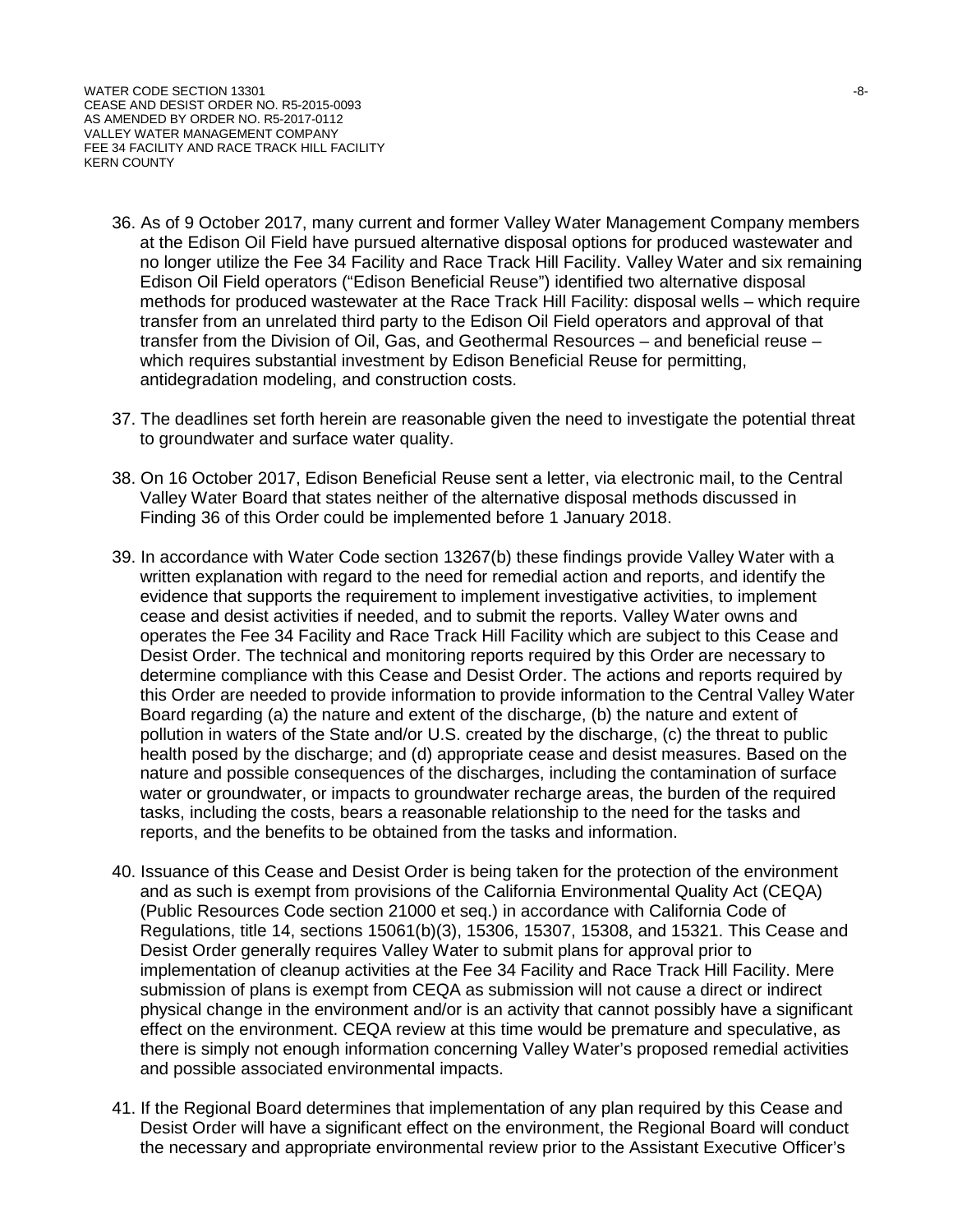36. As of 9 October 2017, many current and former Valley Water Management Company members at the Edison Oil Field have pursued alternative disposal options for produced wastewater and no longer utilize the Fee 34 Facility and Race Track Hill Facility. Valley Water and six remaining Edison Oil Field operators ("Edison Beneficial Reuse") identified two alternative disposal methods for produced wastewater at the Race Track Hill Facility: disposal wells – which require transfer from an unrelated third party to the Edison Oil Field operators and approval of that transfer from the Division of Oil, Gas, and Geothermal Resources – and beneficial reuse – which requires substantial investment by Edison Beneficial Reuse for permitting, antidegradation modeling, and construction costs.

37. The deadlines set forth herein are reasonable given the need to investigate the potential threat to groundwater and surface water quality.

38. On 16 October 2017, Edison Beneficial Reuse sent a letter, via electronic mail, to the Central Valley Water Board that states neither of the alternative disposal methods discussed in Finding 36 of this Order could be implemented before 1 January 2018.

39. In accordance with Water Code section 13267(b) these findings provide Valley Water with a written explanation with regard to the need for remedial action and reports, and identify the evidence that supports the requirement to implement investigative activities, to implement cease and desist activities if needed, and to submit the reports. Valley Water owns and operates the Fee 34 Facility and Race Track Hill Facility which are subject to this Cease and Desist Order. The technical and monitoring reports required by this Order are necessary to determine compliance with this Cease and Desist Order. The actions and reports required by this Order are needed to provide information to provide information to the Central Valley Water Board regarding (a) the nature and extent of the discharge, (b) the nature and extent of pollution in waters of the State and/or U.S. created by the discharge, (c) the threat to public health posed by the discharge; and (d) appropriate cease and desist measures. Based on the nature and possible consequences of the discharges, including the contamination of surface water or groundwater, or impacts to groundwater recharge areas, the burden of the required tasks, including the costs, bears a reasonable relationship to the need for the tasks and reports, and the benefits to be obtained from the tasks and information.

40. Issuance of this Cease and Desist Order is being taken for the protection of the environment and as such is exempt from provisions of the California Environmental Quality Act (CEQA) (Public Resources Code section 21000 et seq.) in accordance with California Code of Regulations, title 14, sections 15061(b)(3), 15306, 15307, 15308, and 15321. This Cease and Desist Order generally requires Valley Water to submit plans for approval prior to implementation of cleanup activities at the Fee 34 Facility and Race Track Hill Facility. Mere submission of plans is exempt from CEQA as submission will not cause a direct or indirect physical change in the environment and/or is an activity that cannot possibly have a significant effect on the environment. CEQA review at this time would be premature and speculative, as there is simply not enough information concerning Valley Water's proposed remedial activities and possible associated environmental impacts.

41. If the Regional Board determines that implementation of any plan required by this Cease and Desist Order will have a significant effect on the environment, the Regional Board will conduct the necessary and appropriate environmental review prior to the Assistant Executive Officer's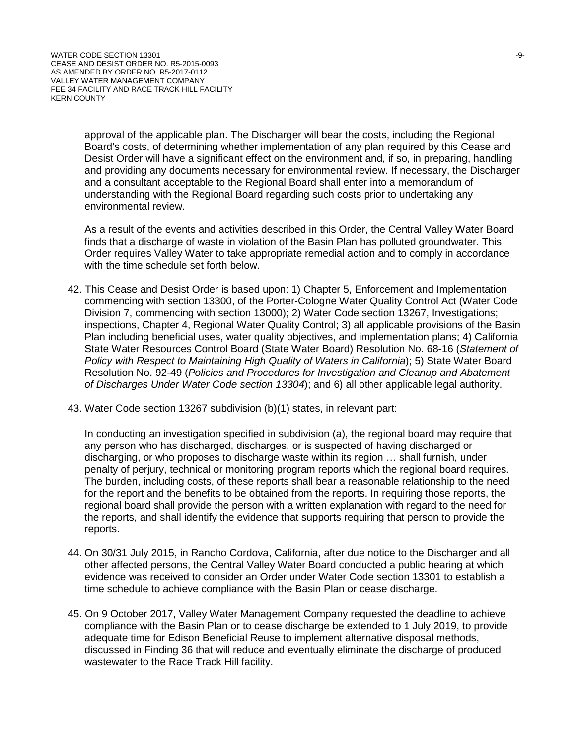approval of the applicable plan. The Discharger will bear the costs, including the Regional Board's costs, of determining whether implementation of any plan required by this Cease and Desist Order will have a significant effect on the environment and, if so, in preparing, handling and providing any documents necessary for environmental review. If necessary, the Discharger and a consultant acceptable to the Regional Board shall enter into a memorandum of understanding with the Regional Board regarding such costs prior to undertaking any environmental review.

As a result of the events and activities described in this Order, the Central Valley Water Board finds that a discharge of waste in violation of the Basin Plan has polluted groundwater. This Order requires Valley Water to take appropriate remedial action and to comply in accordance with the time schedule set forth below.

42. This Cease and Desist Order is based upon: 1) Chapter 5, Enforcement and Implementation commencing with section 13300, of the Porter-Cologne Water Quality Control Act (Water Code Division 7, commencing with section 13000); 2) Water Code section 13267, Investigations; inspections, Chapter 4, Regional Water Quality Control; 3) all applicable provisions of the Basin Plan including beneficial uses, water quality objectives, and implementation plans; 4) California State Water Resources Control Board (State Water Board) Resolution No. 68-16 (*Statement of Policy with Respect to Maintaining High Quality of Waters in California*); 5) State Water Board Resolution No. 92-49 (*Policies and Procedures for Investigation and Cleanup and Abatement of Discharges Under Water Code section 13304*); and 6) all other applicable legal authority.

43. Water Code section 13267 subdivision (b)(1) states, in relevant part:

    In conducting an investigation specified in subdivision (a), the regional board may require that any person who has discharged, discharges, or is suspected of having discharged or discharging, or who proposes to discharge waste within its region … shall furnish, under penalty of perjury, technical or monitoring program reports which the regional board requires. The burden, including costs, of these reports shall bear a reasonable relationship to the need for the report and the benefits to be obtained from the reports. In requiring those reports, the regional board shall provide the person with a written explanation with regard to the need for the reports, and shall identify the evidence that supports requiring that person to provide the reports.

44. On 30/31 July 2015, in Rancho Cordova, California, after due notice to the Discharger and all other affected persons, the Central Valley Water Board conducted a public hearing at which evidence was received to consider an Order under Water Code section 13301 to establish a time schedule to achieve compliance with the Basin Plan or cease discharge.

45. On 9 October 2017, Valley Water Management Company requested the deadline to achieve compliance with the Basin Plan or to cease discharge be extended to 1 July 2019, to provide adequate time for Edison Beneficial Reuse to implement alternative disposal methods, discussed in Finding 36 that will reduce and eventually eliminate the discharge of produced wastewater to the Race Track Hill facility.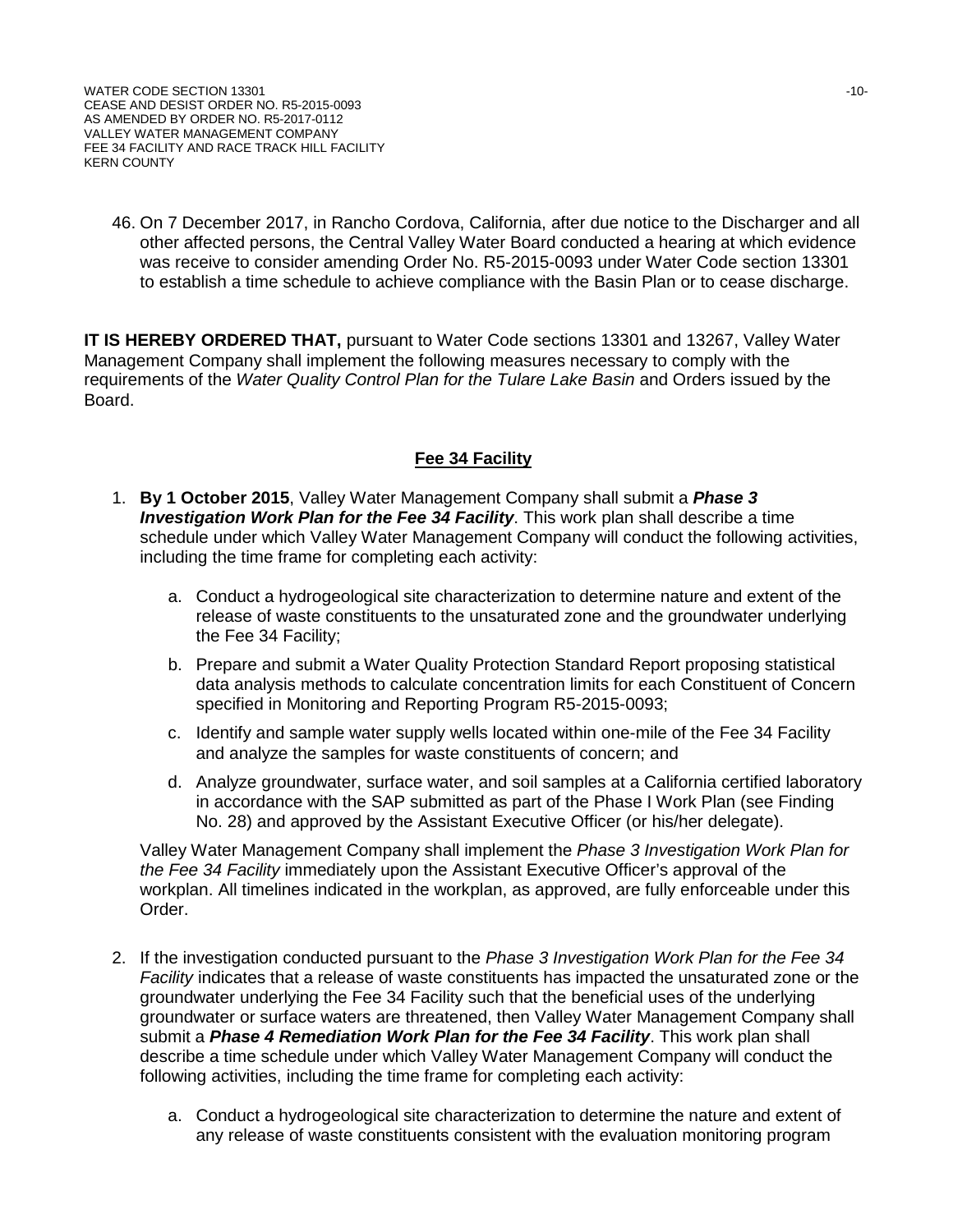46. On 7 December 2017, in Rancho Cordova, California, after due notice to the Discharger and all other affected persons, the Central Valley Water Board conducted a hearing at which evidence was receive to consider amending Order No. R5-2015-0093 under Water Code section 13301 to establish a time schedule to achieve compliance with the Basin Plan or to cease discharge.

**IT IS HEREBY ORDERED THAT,** pursuant to Water Code sections 13301 and 13267, Valley Water Management Company shall implement the following measures necessary to comply with the requirements of the *Water Quality Control Plan for the Tulare Lake Basin* and Orders issued by the Board.

## Fee 34 Facility

1. **By 1 October 2015**, Valley Water Management Company shall submit a ***Phase 3 Investigation Work Plan for the Fee 34 Facility***. This work plan shall describe a time schedule under which Valley Water Management Company will conduct the following activities, including the time frame for completing each activity:

   a. Conduct a hydrogeological site characterization to determine nature and extent of the release of waste constituents to the unsaturated zone and the groundwater underlying the Fee 34 Facility;

   b. Prepare and submit a Water Quality Protection Standard Report proposing statistical data analysis methods to calculate concentration limits for each Constituent of Concern specified in Monitoring and Reporting Program R5-2015-0093;

   c. Identify and sample water supply wells located within one-mile of the Fee 34 Facility and analyze the samples for waste constituents of concern; and

   d. Analyze groundwater, surface water, and soil samples at a California certified laboratory in accordance with the SAP submitted as part of the Phase I Work Plan (see Finding No. 28) and approved by the Assistant Executive Officer (or his/her delegate).

   Valley Water Management Company shall implement the *Phase 3 Investigation Work Plan for the Fee 34 Facility* immediately upon the Assistant Executive Officer's approval of the workplan. All timelines indicated in the workplan, as approved, are fully enforceable under this Order.

2. If the investigation conducted pursuant to the *Phase 3 Investigation Work Plan for the Fee 34 Facility* indicates that a release of waste constituents has impacted the unsaturated zone or the groundwater underlying the Fee 34 Facility such that the beneficial uses of the underlying groundwater or surface waters are threatened, then Valley Water Management Company shall submit a ***Phase 4 Remediation Work Plan for the Fee 34 Facility***. This work plan shall describe a time schedule under which Valley Water Management Company will conduct the following activities, including the time frame for completing each activity:

   a. Conduct a hydrogeological site characterization to determine the nature and extent of any release of waste constituents consistent with the evaluation monitoring program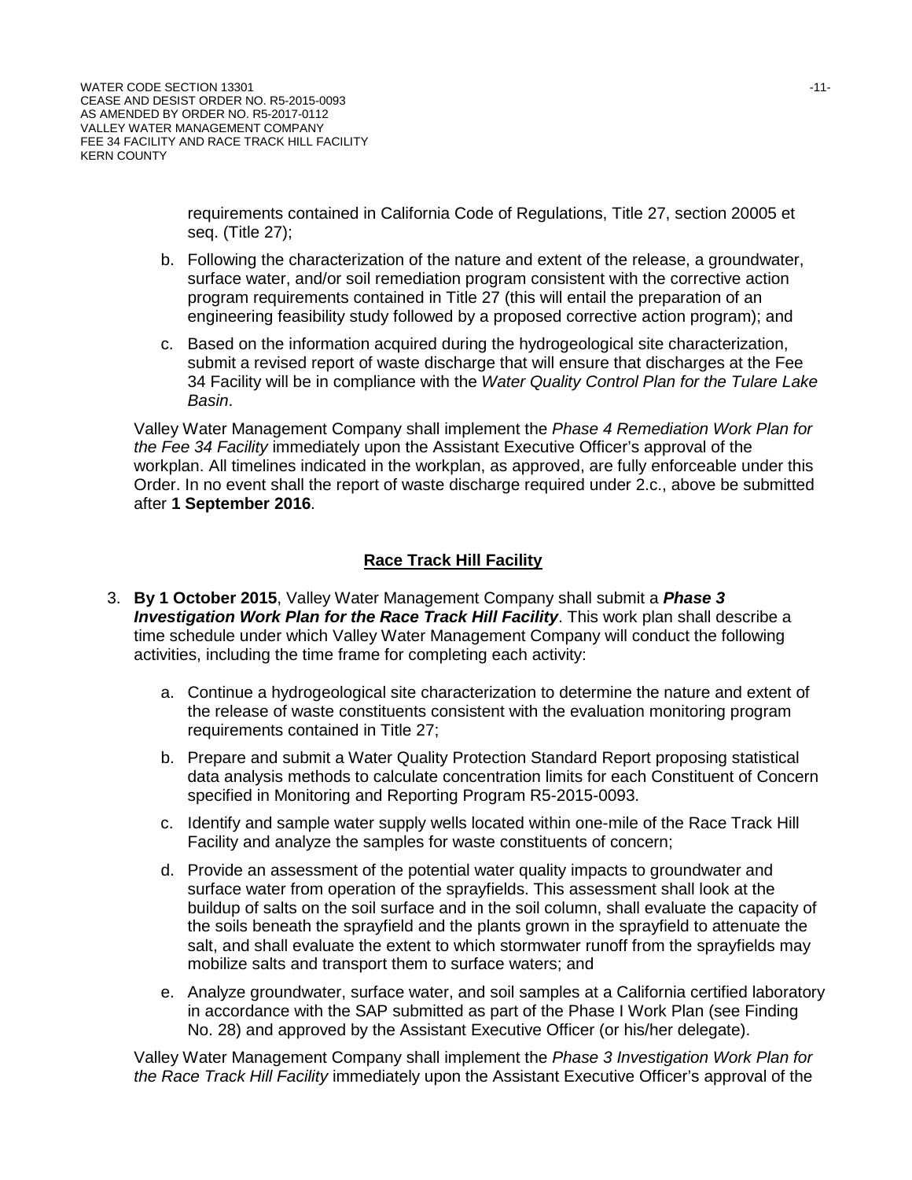requirements contained in California Code of Regulations, Title 27, section 20005 et seq. (Title 27);

b. Following the characterization of the nature and extent of the release, a groundwater, surface water, and/or soil remediation program consistent with the corrective action program requirements contained in Title 27 (this will entail the preparation of an engineering feasibility study followed by a proposed corrective action program); and

c. Based on the information acquired during the hydrogeological site characterization, submit a revised report of waste discharge that will ensure that discharges at the Fee 34 Facility will be in compliance with the *Water Quality Control Plan for the Tulare Lake Basin*.

Valley Water Management Company shall implement the *Phase 4 Remediation Work Plan for the Fee 34 Facility* immediately upon the Assistant Executive Officer's approval of the workplan. All timelines indicated in the workplan, as approved, are fully enforceable under this Order. In no event shall the report of waste discharge required under 2.c., above be submitted after **1 September 2016**.

## Race Track Hill Facility

3. **By 1 October 2015**, Valley Water Management Company shall submit a ***Phase 3 Investigation Work Plan for the Race Track Hill Facility***. This work plan shall describe a time schedule under which Valley Water Management Company will conduct the following activities, including the time frame for completing each activity:

   a. Continue a hydrogeological site characterization to determine the nature and extent of the release of waste constituents consistent with the evaluation monitoring program requirements contained in Title 27;

   b. Prepare and submit a Water Quality Protection Standard Report proposing statistical data analysis methods to calculate concentration limits for each Constituent of Concern specified in Monitoring and Reporting Program R5-2015-0093.

   c. Identify and sample water supply wells located within one-mile of the Race Track Hill Facility and analyze the samples for waste constituents of concern;

   d. Provide an assessment of the potential water quality impacts to groundwater and surface water from operation of the sprayfields. This assessment shall look at the buildup of salts on the soil surface and in the soil column, shall evaluate the capacity of the soils beneath the sprayfield and the plants grown in the sprayfield to attenuate the salt, and shall evaluate the extent to which stormwater runoff from the sprayfields may mobilize salts and transport them to surface waters; and

   e. Analyze groundwater, surface water, and soil samples at a California certified laboratory in accordance with the SAP submitted as part of the Phase I Work Plan (see Finding No. 28) and approved by the Assistant Executive Officer (or his/her delegate).

   Valley Water Management Company shall implement the *Phase 3 Investigation Work Plan for the Race Track Hill Facility* immediately upon the Assistant Executive Officer's approval of the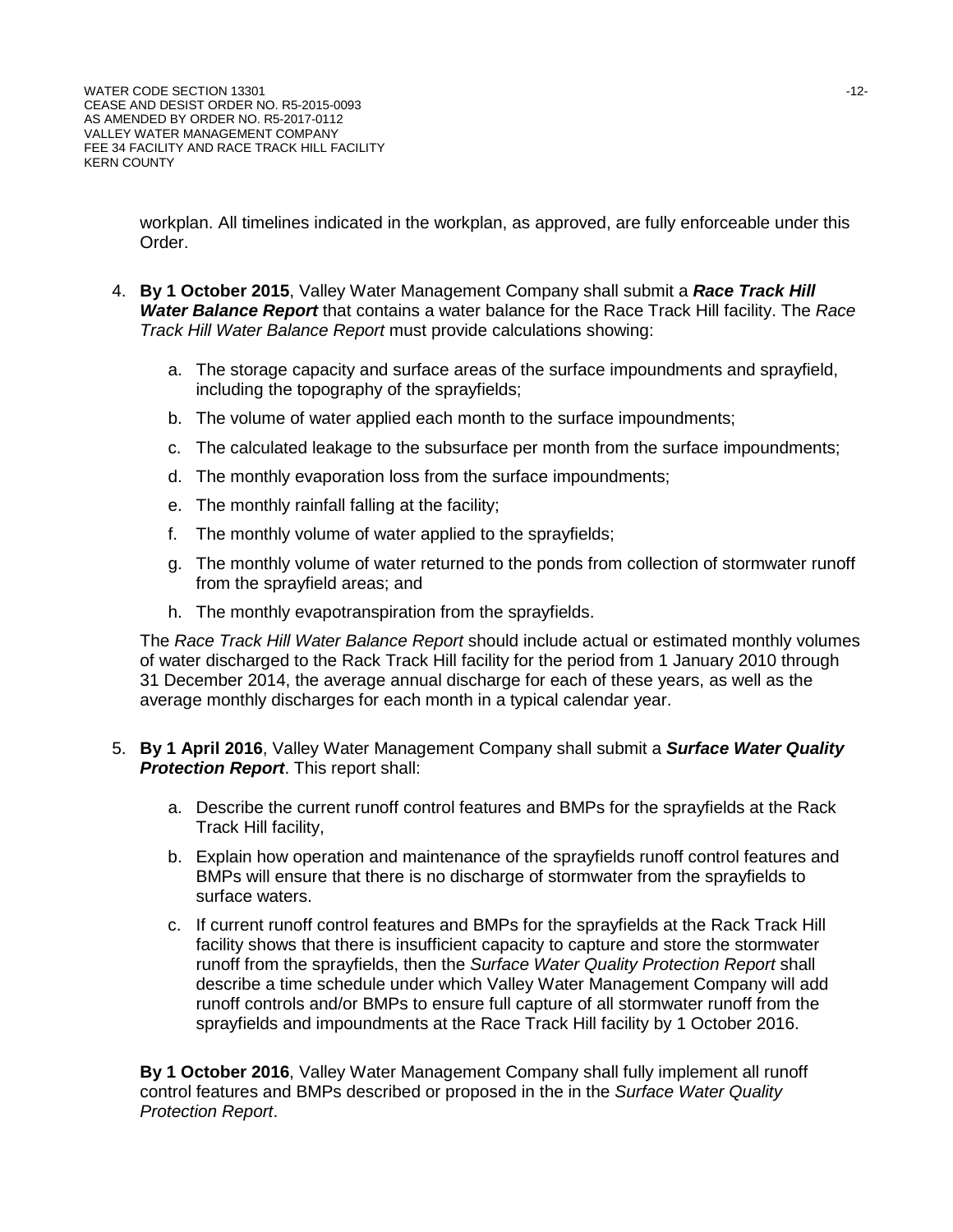workplan. All timelines indicated in the workplan, as approved, are fully enforceable under this Order.

4. **By 1 October 2015**, Valley Water Management Company shall submit a ***Race Track Hill Water Balance Report*** that contains a water balance for the Race Track Hill facility. The *Race Track Hill Water Balance Report* must provide calculations showing:

   a. The storage capacity and surface areas of the surface impoundments and sprayfield, including the topography of the sprayfields;

   b. The volume of water applied each month to the surface impoundments;

   c. The calculated leakage to the subsurface per month from the surface impoundments;

   d. The monthly evaporation loss from the surface impoundments;

   e. The monthly rainfall falling at the facility;

   f. The monthly volume of water applied to the sprayfields;

   g. The monthly volume of water returned to the ponds from collection of stormwater runoff from the sprayfield areas; and

   h. The monthly evapotranspiration from the sprayfields.

   The *Race Track Hill Water Balance Report* should include actual or estimated monthly volumes of water discharged to the Rack Track Hill facility for the period from 1 January 2010 through 31 December 2014, the average annual discharge for each of these years, as well as the average monthly discharges for each month in a typical calendar year.

5. **By 1 April 2016**, Valley Water Management Company shall submit a ***Surface Water Quality Protection Report***. This report shall:

   a. Describe the current runoff control features and BMPs for the sprayfields at the Rack Track Hill facility,

   b. Explain how operation and maintenance of the sprayfields runoff control features and BMPs will ensure that there is no discharge of stormwater from the sprayfields to surface waters.

   c. If current runoff control features and BMPs for the sprayfields at the Rack Track Hill facility shows that there is insufficient capacity to capture and store the stormwater runoff from the sprayfields, then the *Surface Water Quality Protection Report* shall describe a time schedule under which Valley Water Management Company will add runoff controls and/or BMPs to ensure full capture of all stormwater runoff from the sprayfields and impoundments at the Race Track Hill facility by 1 October 2016.

   **By 1 October 2016**, Valley Water Management Company shall fully implement all runoff control features and BMPs described or proposed in the in the *Surface Water Quality Protection Report*.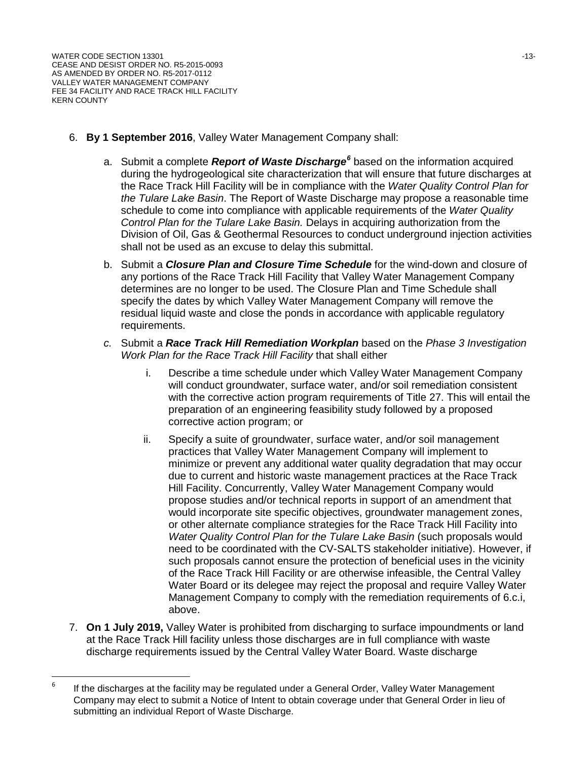6. **By 1 September 2016**, Valley Water Management Company shall:

    a. Submit a complete ***Report of Waste Discharge***[6] based on the information acquired during the hydrogeological site characterization that will ensure that future discharges at the Race Track Hill Facility will be in compliance with the *Water Quality Control Plan for the Tulare Lake Basin*. The Report of Waste Discharge may propose a reasonable time schedule to come into compliance with applicable requirements of the *Water Quality Control Plan for the Tulare Lake Basin.* Delays in acquiring authorization from the Division of Oil, Gas & Geothermal Resources to conduct underground injection activities shall not be used as an excuse to delay this submittal.

    b. Submit a ***Closure Plan and Closure Time Schedule*** for the wind-down and closure of any portions of the Race Track Hill Facility that Valley Water Management Company determines are no longer to be used. The Closure Plan and Time Schedule shall specify the dates by which Valley Water Management Company will remove the residual liquid waste and close the ponds in accordance with applicable regulatory requirements.

    *c.* Submit a ***Race Track Hill Remediation Workplan*** based on the *Phase 3 Investigation Work Plan for the Race Track Hill Facility* that shall either

        i. Describe a time schedule under which Valley Water Management Company will conduct groundwater, surface water, and/or soil remediation consistent with the corrective action program requirements of Title 27. This will entail the preparation of an engineering feasibility study followed by a proposed corrective action program; or

        ii. Specify a suite of groundwater, surface water, and/or soil management practices that Valley Water Management Company will implement to minimize or prevent any additional water quality degradation that may occur due to current and historic waste management practices at the Race Track Hill Facility. Concurrently, Valley Water Management Company would propose studies and/or technical reports in support of an amendment that would incorporate site specific objectives, groundwater management zones, or other alternate compliance strategies for the Race Track Hill Facility into *Water Quality Control Plan for the Tulare Lake Basin* (such proposals would need to be coordinated with the CV-SALTS stakeholder initiative). However, if such proposals cannot ensure the protection of beneficial uses in the vicinity of the Race Track Hill Facility or are otherwise infeasible, the Central Valley Water Board or its delegee may reject the proposal and require Valley Water Management Company to comply with the remediation requirements of 6.c.i, above.

7. **On 1 July 2019,** Valley Water is prohibited from discharging to surface impoundments or land at the Race Track Hill facility unless those discharges are in full compliance with waste discharge requirements issued by the Central Valley Water Board. Waste discharge

---

[6] If the discharges at the facility may be regulated under a General Order, Valley Water Management Company may elect to submit a Notice of Intent to obtain coverage under that General Order in lieu of submitting an individual Report of Waste Discharge.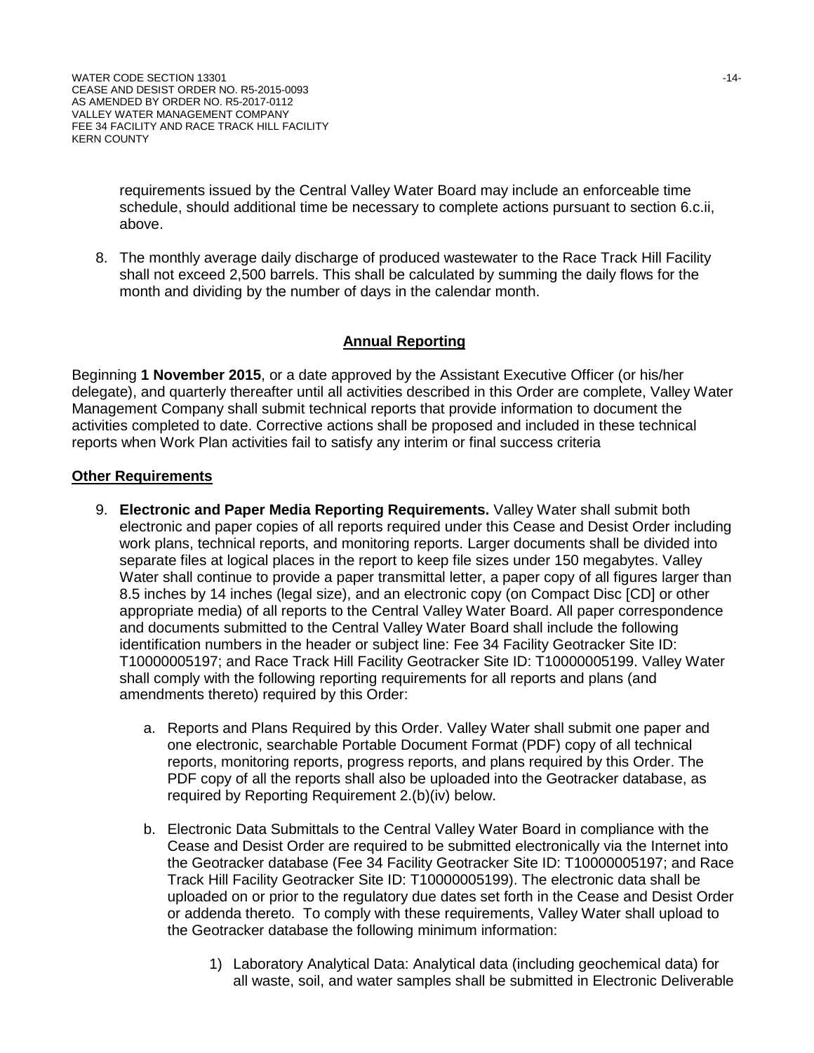requirements issued by the Central Valley Water Board may include an enforceable time schedule, should additional time be necessary to complete actions pursuant to section 6.c.ii, above.

8. The monthly average daily discharge of produced wastewater to the Race Track Hill Facility shall not exceed 2,500 barrels. This shall be calculated by summing the daily flows for the month and dividing by the number of days in the calendar month.

## Annual Reporting

Beginning **1 November 2015**, or a date approved by the Assistant Executive Officer (or his/her delegate), and quarterly thereafter until all activities described in this Order are complete, Valley Water Management Company shall submit technical reports that provide information to document the activities completed to date. Corrective actions shall be proposed and included in these technical reports when Work Plan activities fail to satisfy any interim or final success criteria

### Other Requirements

9. **Electronic and Paper Media Reporting Requirements.** Valley Water shall submit both electronic and paper copies of all reports required under this Cease and Desist Order including work plans, technical reports, and monitoring reports. Larger documents shall be divided into separate files at logical places in the report to keep file sizes under 150 megabytes. Valley Water shall continue to provide a paper transmittal letter, a paper copy of all figures larger than 8.5 inches by 14 inches (legal size), and an electronic copy (on Compact Disc [CD] or other appropriate media) of all reports to the Central Valley Water Board. All paper correspondence and documents submitted to the Central Valley Water Board shall include the following identification numbers in the header or subject line: Fee 34 Facility Geotracker Site ID: T10000005197; and Race Track Hill Facility Geotracker Site ID: T10000005199. Valley Water shall comply with the following reporting requirements for all reports and plans (and amendments thereto) required by this Order:

    a. Reports and Plans Required by this Order. Valley Water shall submit one paper and one electronic, searchable Portable Document Format (PDF) copy of all technical reports, monitoring reports, progress reports, and plans required by this Order. The PDF copy of all the reports shall also be uploaded into the Geotracker database, as required by Reporting Requirement 2.(b)(iv) below.

    b. Electronic Data Submittals to the Central Valley Water Board in compliance with the Cease and Desist Order are required to be submitted electronically via the Internet into the Geotracker database (Fee 34 Facility Geotracker Site ID: T10000005197; and Race Track Hill Facility Geotracker Site ID: T10000005199). The electronic data shall be uploaded on or prior to the regulatory due dates set forth in the Cease and Desist Order or addenda thereto. To comply with these requirements, Valley Water shall upload to the Geotracker database the following minimum information:

        1) Laboratory Analytical Data: Analytical data (including geochemical data) for all waste, soil, and water samples shall be submitted in Electronic Deliverable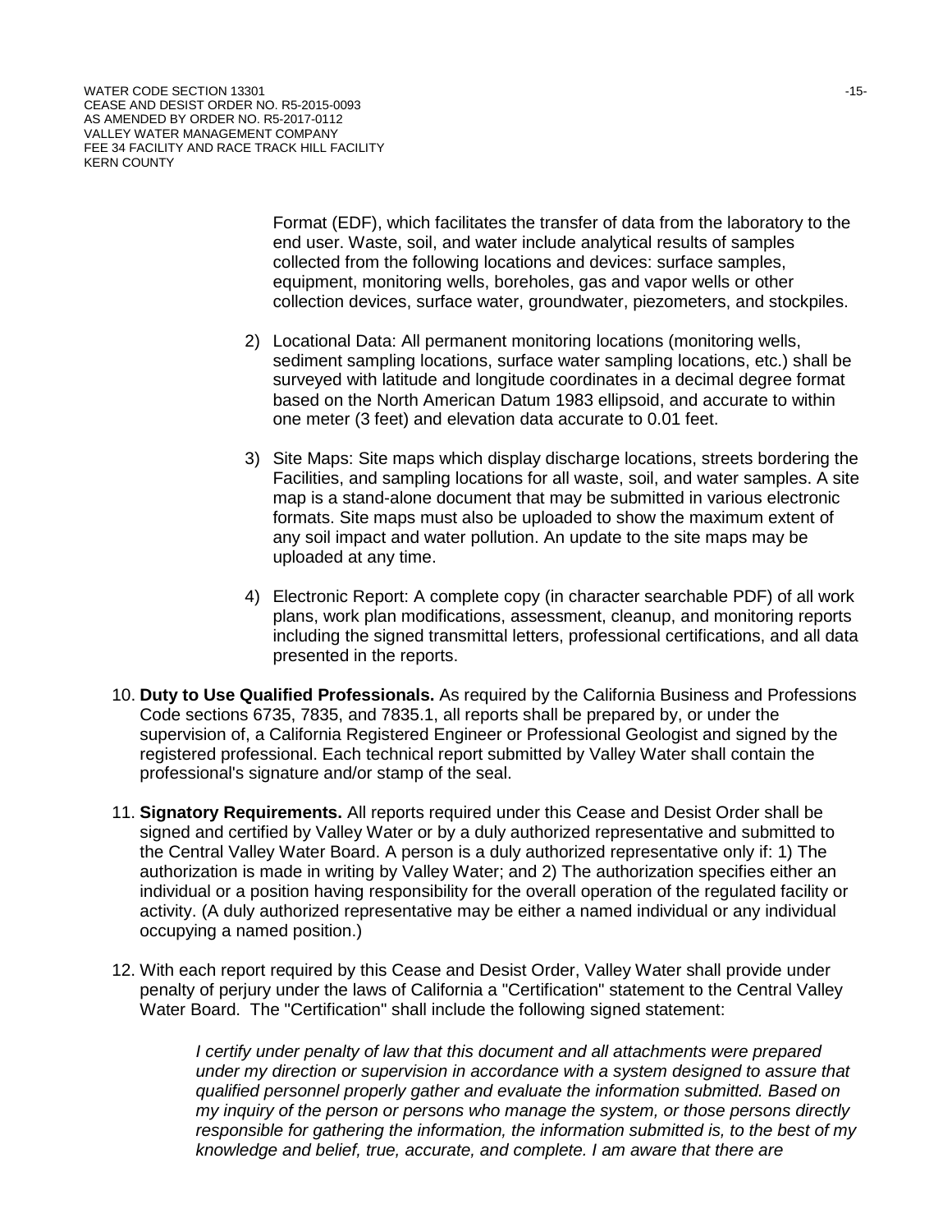Format (EDF), which facilitates the transfer of data from the laboratory to the end user. Waste, soil, and water include analytical results of samples collected from the following locations and devices: surface samples, equipment, monitoring wells, boreholes, gas and vapor wells or other collection devices, surface water, groundwater, piezometers, and stockpiles.

2) Locational Data: All permanent monitoring locations (monitoring wells, sediment sampling locations, surface water sampling locations, etc.) shall be surveyed with latitude and longitude coordinates in a decimal degree format based on the North American Datum 1983 ellipsoid, and accurate to within one meter (3 feet) and elevation data accurate to 0.01 feet.

3) Site Maps: Site maps which display discharge locations, streets bordering the Facilities, and sampling locations for all waste, soil, and water samples. A site map is a stand-alone document that may be submitted in various electronic formats. Site maps must also be uploaded to show the maximum extent of any soil impact and water pollution. An update to the site maps may be uploaded at any time.

4) Electronic Report: A complete copy (in character searchable PDF) of all work plans, work plan modifications, assessment, cleanup, and monitoring reports including the signed transmittal letters, professional certifications, and all data presented in the reports.

10. **Duty to Use Qualified Professionals.** As required by the California Business and Professions Code sections 6735, 7835, and 7835.1, all reports shall be prepared by, or under the supervision of, a California Registered Engineer or Professional Geologist and signed by the registered professional. Each technical report submitted by Valley Water shall contain the professional's signature and/or stamp of the seal.

11. **Signatory Requirements.** All reports required under this Cease and Desist Order shall be signed and certified by Valley Water or by a duly authorized representative and submitted to the Central Valley Water Board. A person is a duly authorized representative only if: 1) The authorization is made in writing by Valley Water; and 2) The authorization specifies either an individual or a position having responsibility for the overall operation of the regulated facility or activity. (A duly authorized representative may be either a named individual or any individual occupying a named position.)

12. With each report required by this Cease and Desist Order, Valley Water shall provide under penalty of perjury under the laws of California a "Certification" statement to the Central Valley Water Board. The "Certification" shall include the following signed statement:

*I certify under penalty of law that this document and all attachments were prepared under my direction or supervision in accordance with a system designed to assure that qualified personnel properly gather and evaluate the information submitted. Based on my inquiry of the person or persons who manage the system, or those persons directly responsible for gathering the information, the information submitted is, to the best of my knowledge and belief, true, accurate, and complete. I am aware that there are*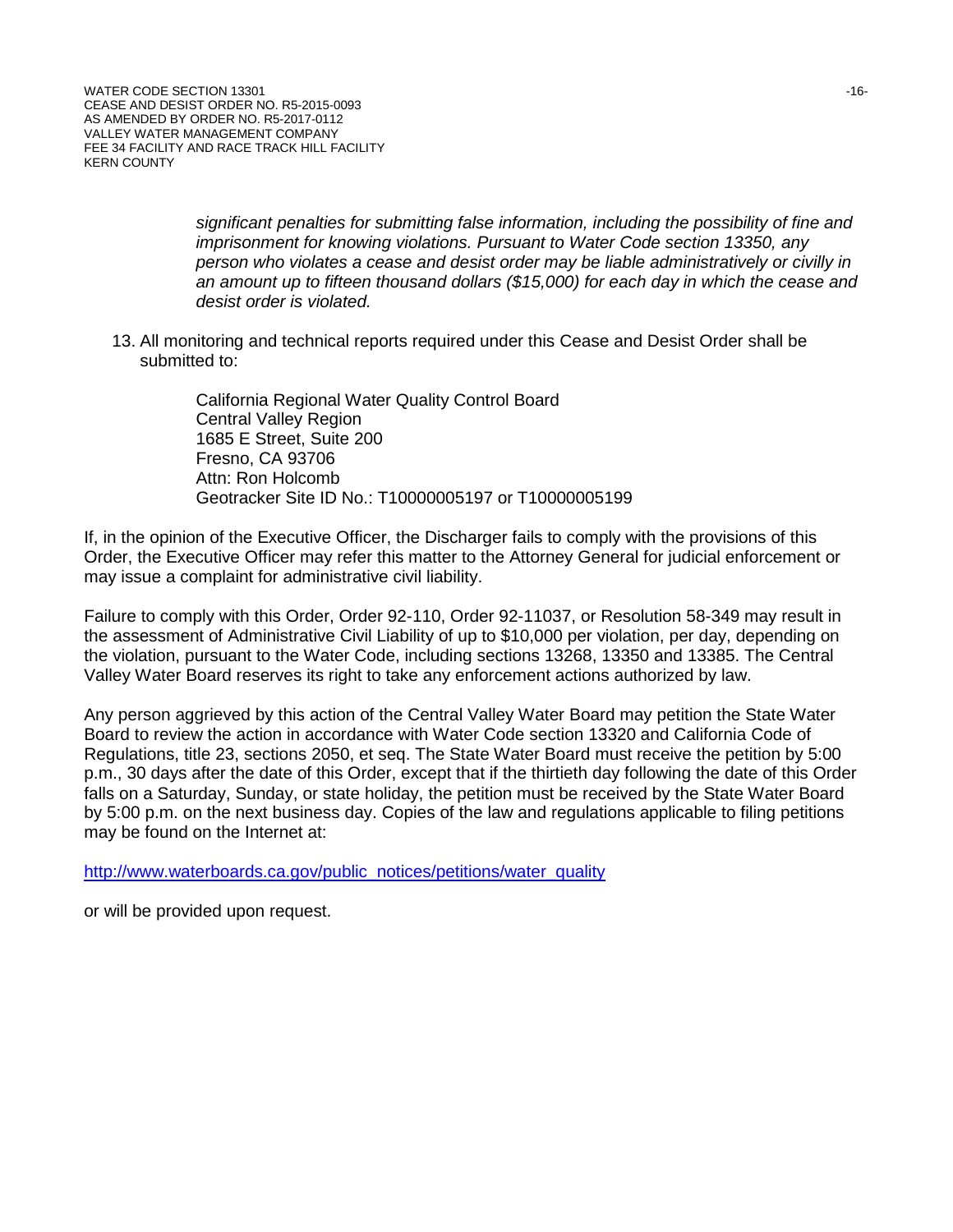*significant penalties for submitting false information, including the possibility of fine and imprisonment for knowing violations. Pursuant to Water Code section 13350, any person who violates a cease and desist order may be liable administratively or civilly in an amount up to fifteen thousand dollars ($15,000) for each day in which the cease and desist order is violated.*

13. All monitoring and technical reports required under this Cease and Desist Order shall be submitted to:

    California Regional Water Quality Control Board
    Central Valley Region
    1685 E Street, Suite 200
    Fresno, CA 93706
    Attn: Ron Holcomb
    Geotracker Site ID No.: T10000005197 or T10000005199

If, in the opinion of the Executive Officer, the Discharger fails to comply with the provisions of this Order, the Executive Officer may refer this matter to the Attorney General for judicial enforcement or may issue a complaint for administrative civil liability.

Failure to comply with this Order, Order 92-110, Order 92-11037, or Resolution 58-349 may result in the assessment of Administrative Civil Liability of up to $10,000 per violation, per day, depending on the violation, pursuant to the Water Code, including sections 13268, 13350 and 13385. The Central Valley Water Board reserves its right to take any enforcement actions authorized by law.

Any person aggrieved by this action of the Central Valley Water Board may petition the State Water Board to review the action in accordance with Water Code section 13320 and California Code of Regulations, title 23, sections 2050, et seq. The State Water Board must receive the petition by 5:00 p.m., 30 days after the date of this Order, except that if the thirtieth day following the date of this Order falls on a Saturday, Sunday, or state holiday, the petition must be received by the State Water Board by 5:00 p.m. on the next business day. Copies of the law and regulations applicable to filing petitions may be found on the Internet at:

[http://www.waterboards.ca.gov/public_notices/petitions/water_quality](http://www.waterboards.ca.gov/public_notices/petitions/water_quality)

or will be provided upon request.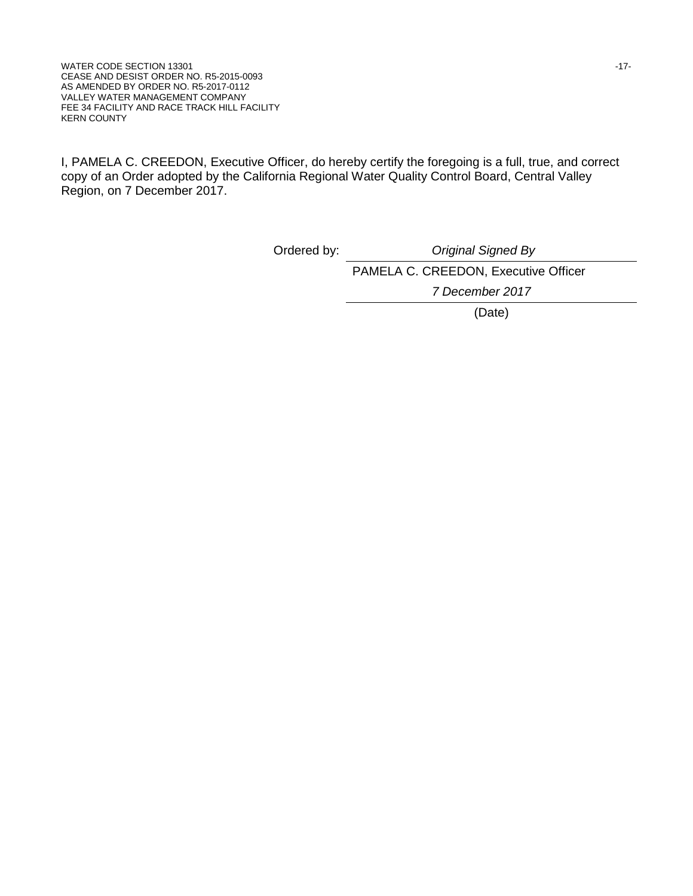I, PAMELA C. CREEDON, Executive Officer, do hereby certify the foregoing is a full, true, and correct copy of an Order adopted by the California Regional Water Quality Control Board, Central Valley Region, on 7 December 2017.

Ordered by: *Original Signed By*

PAMELA C. CREEDON, Executive Officer

*7 December 2017*

(Date)